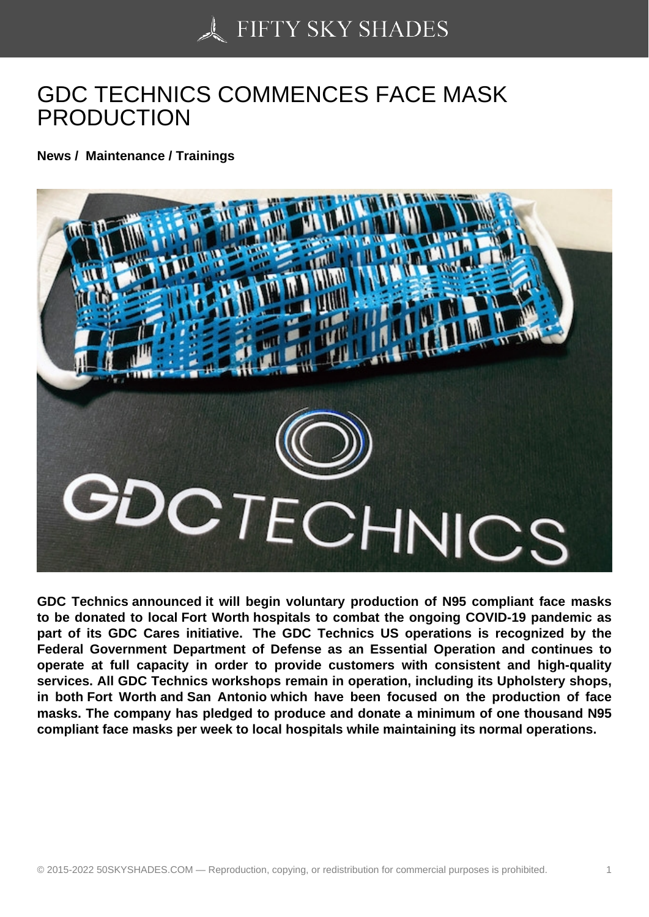# GDC TECHNICS COMMENCES FACE MASK PRODUCTION

**News / Maintenance / Trainings**

**GDC Technics announced it will begin voluntary production of N95 compliant face masks to be donated to local Fort Worth hospitals to combat the ongoing COVID-19 pandemic as part of its GDC Cares initiative. The GDC Technics US operations is recognized by the Federal Government Department of Defense as an Essential Operation and continues to operate at full capacity in order to provide customers with consistent and high-quality services. All GDC Technics workshops remain in operation, including its Upholstery shops, in both Fort Worth and San Antonio which have been focused on the production of face masks. The company has pledged to produce and donate a minimum of one thousand N95 compliant face masks per week to local hospitals while maintaining its normal operations.**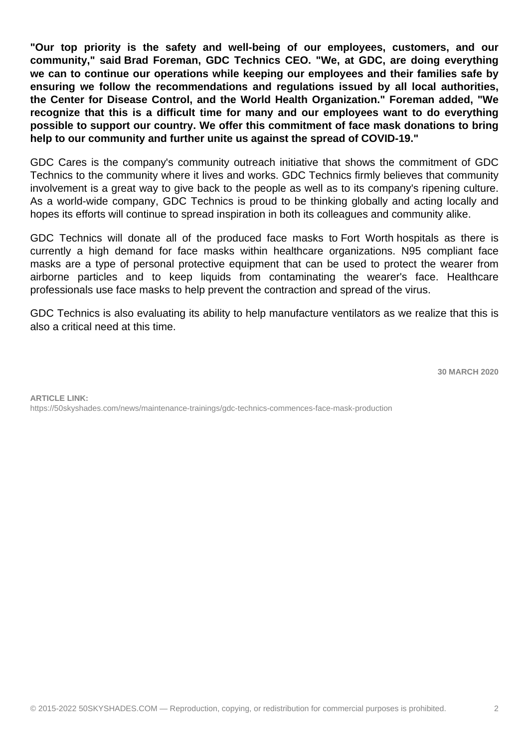**"Our top priority is the safety and well-being of our employees, customers, and our community," said Brad Foreman, GDC Technics CEO. "We, at GDC, are doing everything we can to continue our operations while keeping our employees and their families safe by ensuring we follow the recommendations and regulations issued by all local authorities, the Center for Disease Control, and the World Health Organization." Foreman added, "We recognize that this is a difficult time for many and our employees want to do everything possible to support our country. We offer this commitment of face mask donations to bring help to our community and further unite us against the spread of COVID-19."**

GDC Cares is the company's community outreach initiative that shows the commitment of GDC Technics to the community where it lives and works. GDC Technics firmly believes that community involvement is a great way to give back to the people as well as to its company's ripening culture. As a world-wide company, GDC Technics is proud to be thinking globally and acting locally and hopes its efforts will continue to spread inspiration in both its colleagues and community alike.

GDC Technics will donate all of the produced face masks to Fort Worth hospitals as there is currently a high demand for face masks within healthcare organizations. N95 compliant face masks are a type of personal protective equipment that can be used to protect the wearer from airborne particles and to keep liquids from contaminating the wearer's face. Healthcare professionals use face masks to help prevent the contraction and spread of the virus.

GDC Technics is also evaluating its ability to help manufacture ventilators as we realize that this is also a critical need at this time.

**30 MARCH 2020**

**ARTICLE LINK:**
https://50skyshades.com/news/maintenance-trainings/gdc-technics-commences-face-mask-production